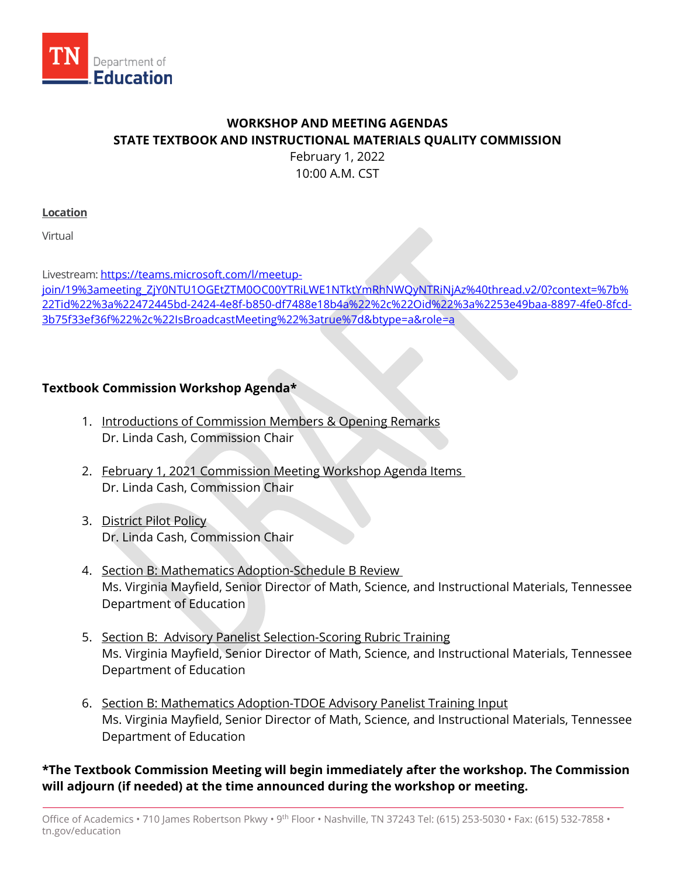# WORKSHOP AND MEETING AGENDAS
## STATE TEXTBOOK AND INSTRUCTIONAL MATERIALS QUALITY COMMISSION

February 1, 2022
10:00 A.M. CST

**Location**

Virtual

Livestream: [https://teams.microsoft.com/l/meetup-join/19%3ameeting_ZjY0NTU1OGEtZTM0OC00YTRiLWE1NTktYmRhNWQyNTRiNjAz%40thread.v2/0?context=%7b%22Tid%22%3a%22472445bd-2424-4e8f-b850-df7488e18b4a%22%2c%22Oid%22%3a%2253e49baa-8897-4fe0-8fcd-3b75f33ef36f%22%2c%22IsBroadcastMeeting%22%3atrue%7d&btype=a&role=a](https://teams.microsoft.com/l/meetup-join/19%3ameeting_ZjY0NTU1OGEtZTM0OC00YTRiLWE1NTktYmRhNWQyNTRiNjAz%40thread.v2/0?context=%7b%22Tid%22%3a%22472445bd-2424-4e8f-b850-df7488e18b4a%22%2c%22Oid%22%3a%2253e49baa-8897-4fe0-8fcd-3b75f33ef36f%22%2c%22IsBroadcastMeeting%22%3atrue%7d&btype=a&role=a)

### Textbook Commission Workshop Agenda*

1. Introductions of Commission Members & Opening Remarks
   Dr. Linda Cash, Commission Chair

2. February 1, 2021 Commission Meeting Workshop Agenda Items
   Dr. Linda Cash, Commission Chair

3. District Pilot Policy
   Dr. Linda Cash, Commission Chair

4. Section B: Mathematics Adoption-Schedule B Review
   Ms. Virginia Mayfield, Senior Director of Math, Science, and Instructional Materials, Tennessee Department of Education

5. Section B: Advisory Panelist Selection-Scoring Rubric Training
   Ms. Virginia Mayfield, Senior Director of Math, Science, and Instructional Materials, Tennessee Department of Education

6. Section B: Mathematics Adoption-TDOE Advisory Panelist Training Input
   Ms. Virginia Mayfield, Senior Director of Math, Science, and Instructional Materials, Tennessee Department of Education

**\*The Textbook Commission Meeting will begin immediately after the workshop. The Commission will adjourn (if needed) at the time announced during the workshop or meeting.**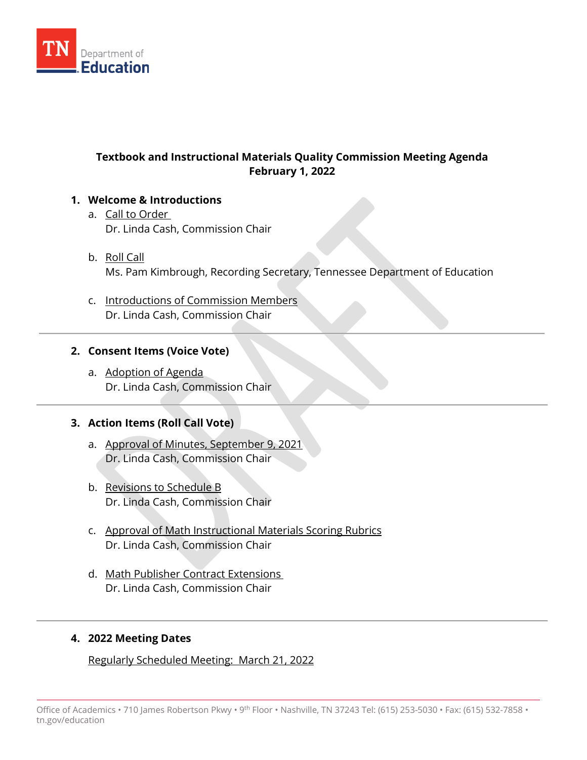**Textbook and Instructional Materials Quality Commission Meeting Agenda**
**February 1, 2022**

1. **Welcome & Introductions**
   a. Call to Order
      Dr. Linda Cash, Commission Chair

   b. Roll Call
      Ms. Pam Kimbrough, Recording Secretary, Tennessee Department of Education

   c. Introductions of Commission Members
      Dr. Linda Cash, Commission Chair

---

2. **Consent Items (Voice Vote)**

   a. Adoption of Agenda
      Dr. Linda Cash, Commission Chair

---

3. **Action Items (Roll Call Vote)**

   a. Approval of Minutes, September 9, 2021
      Dr. Linda Cash, Commission Chair

   b. Revisions to Schedule B
      Dr. Linda Cash, Commission Chair

   c. Approval of Math Instructional Materials Scoring Rubrics
      Dr. Linda Cash, Commission Chair

   d. Math Publisher Contract Extensions
      Dr. Linda Cash, Commission Chair

---

4. **2022 Meeting Dates**

   Regularly Scheduled Meeting: March 21, 2022

DRAFT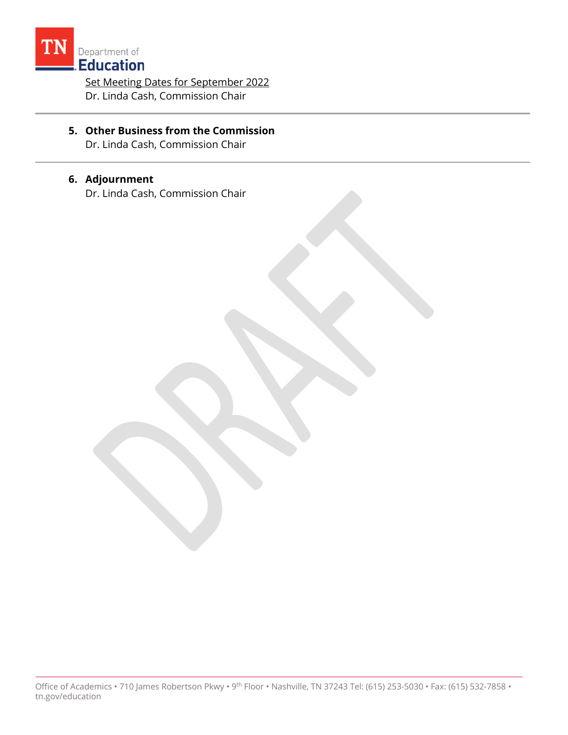Set Meeting Dates for September 2022
Dr. Linda Cash, Commission Chair

5. **Other Business from the Commission**
   Dr. Linda Cash, Commission Chair

6. **Adjournment**
   Dr. Linda Cash, Commission Chair

DRAFT